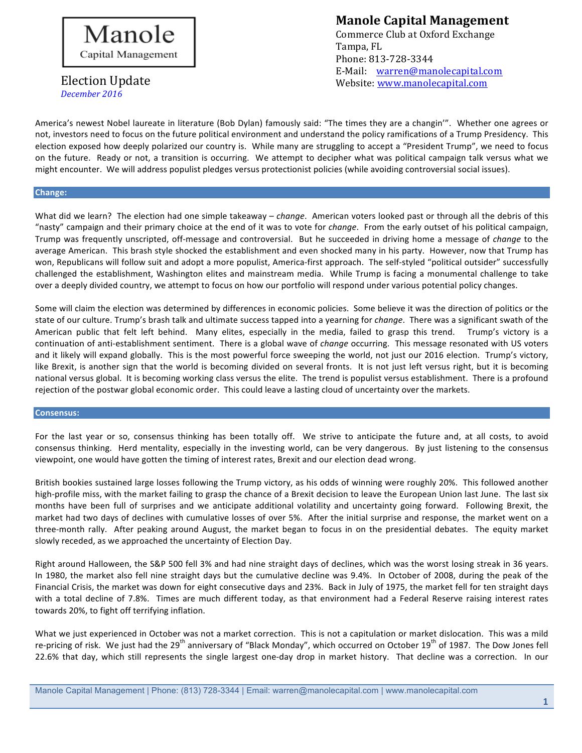Manole Capital Management

# Manole Capital Management

Commerce Club at Oxford Exchange
Tampa, FL
Phone: 813-728-3344
E-Mail: warren@manolecapital.com
Website: www.manolecapital.com

## Election Update

*December 2016*

America's newest Nobel laureate in literature (Bob Dylan) famously said: "The times they are a changin'". Whether one agrees or not, investors need to focus on the future political environment and understand the policy ramifications of a Trump Presidency. This election exposed how deeply polarized our country is. While many are struggling to accept a "President Trump", we need to focus on the future. Ready or not, a transition is occurring. We attempt to decipher what was political campaign talk versus what we might encounter. We will address populist pledges versus protectionist policies (while avoiding controversial social issues).

### Change:

What did we learn? The election had one simple takeaway – *change*. American voters looked past or through all the debris of this "nasty" campaign and their primary choice at the end of it was to vote for *change*. From the early outset of his political campaign, Trump was frequently unscripted, off-message and controversial. But he succeeded in driving home a message of *change* to the average American. This brash style shocked the establishment and even shocked many in his party. However, now that Trump has won, Republicans will follow suit and adopt a more populist, America-first approach. The self-styled "political outsider" successfully challenged the establishment, Washington elites and mainstream media. While Trump is facing a monumental challenge to take over a deeply divided country, we attempt to focus on how our portfolio will respond under various potential policy changes.

Some will claim the election was determined by differences in economic policies. Some believe it was the direction of politics or the state of our culture. Trump's brash talk and ultimate success tapped into a yearning for *change*. There was a significant swath of the American public that felt left behind. Many elites, especially in the media, failed to grasp this trend. Trump's victory is a continuation of anti-establishment sentiment. There is a global wave of *change* occurring. This message resonated with US voters and it likely will expand globally. This is the most powerful force sweeping the world, not just our 2016 election. Trump's victory, like Brexit, is another sign that the world is becoming divided on several fronts. It is not just left versus right, but it is becoming national versus global. It is becoming working class versus the elite. The trend is populist versus establishment. There is a profound rejection of the postwar global economic order. This could leave a lasting cloud of uncertainty over the markets.

### Consensus:

For the last year or so, consensus thinking has been totally off. We strive to anticipate the future and, at all costs, to avoid consensus thinking. Herd mentality, especially in the investing world, can be very dangerous. By just listening to the consensus viewpoint, one would have gotten the timing of interest rates, Brexit and our election dead wrong.

British bookies sustained large losses following the Trump victory, as his odds of winning were roughly 20%. This followed another high-profile miss, with the market failing to grasp the chance of a Brexit decision to leave the European Union last June. The last six months have been full of surprises and we anticipate additional volatility and uncertainty going forward. Following Brexit, the market had two days of declines with cumulative losses of over 5%. After the initial surprise and response, the market went on a three-month rally. After peaking around August, the market began to focus in on the presidential debates. The equity market slowly receded, as we approached the uncertainty of Election Day.

Right around Halloween, the S&P 500 fell 3% and had nine straight days of declines, which was the worst losing streak in 36 years. In 1980, the market also fell nine straight days but the cumulative decline was 9.4%. In October of 2008, during the peak of the Financial Crisis, the market was down for eight consecutive days and 23%. Back in July of 1975, the market fell for ten straight days with a total decline of 7.8%. Times are much different today, as that environment had a Federal Reserve raising interest rates towards 20%, to fight off terrifying inflation.

What we just experienced in October was not a market correction. This is not a capitulation or market dislocation. This was a mild re-pricing of risk. We just had the 29th anniversary of "Black Monday", which occurred on October 19th of 1987. The Dow Jones fell 22.6% that day, which still represents the single largest one-day drop in market history. That decline was a correction. In our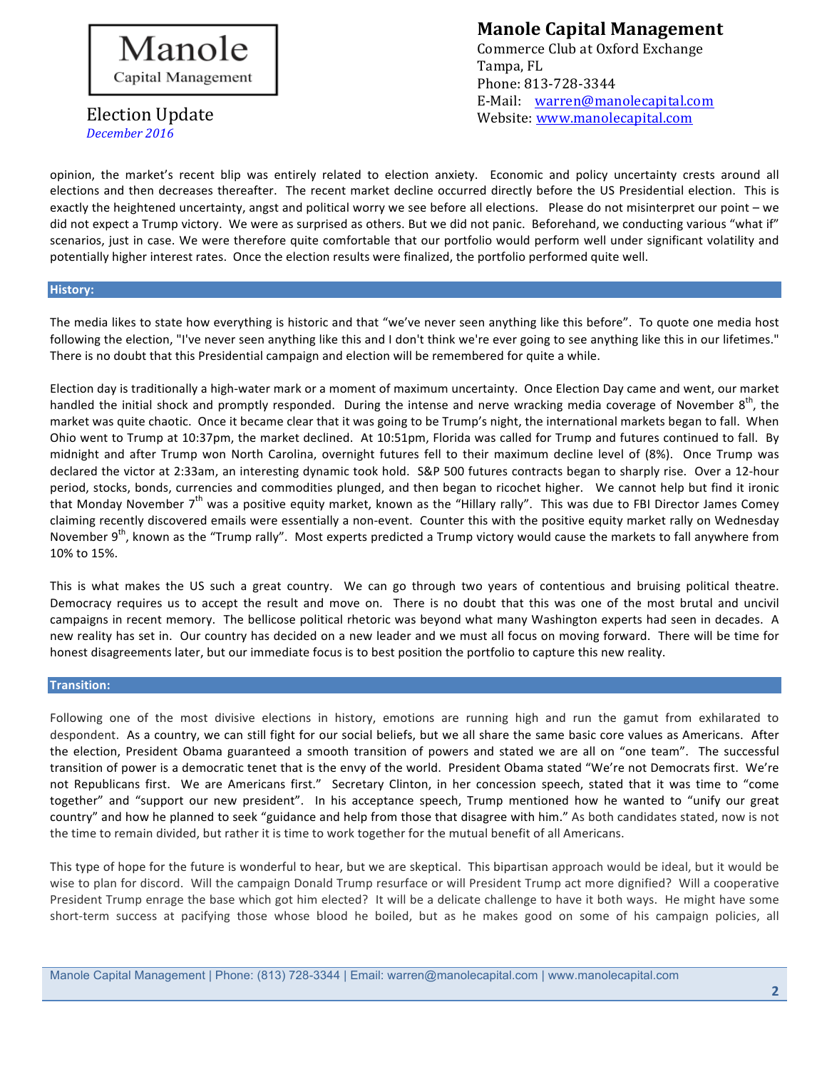opinion, the market's recent blip was entirely related to election anxiety. Economic and policy uncertainty crests around all elections and then decreases thereafter. The recent market decline occurred directly before the US Presidential election. This is exactly the heightened uncertainty, angst and political worry we see before all elections. Please do not misinterpret our point – we did not expect a Trump victory. We were as surprised as others. But we did not panic. Beforehand, we conducting various "what if" scenarios, just in case. We were therefore quite comfortable that our portfolio would perform well under significant volatility and potentially higher interest rates. Once the election results were finalized, the portfolio performed quite well.

## History:

The media likes to state how everything is historic and that "we've never seen anything like this before". To quote one media host following the election, "I've never seen anything like this and I don't think we're ever going to see anything like this in our lifetimes." There is no doubt that this Presidential campaign and election will be remembered for quite a while.

Election day is traditionally a high-water mark or a moment of maximum uncertainty. Once Election Day came and went, our market handled the initial shock and promptly responded. During the intense and nerve wracking media coverage of November 8th, the market was quite chaotic. Once it became clear that it was going to be Trump's night, the international markets began to fall. When Ohio went to Trump at 10:37pm, the market declined. At 10:51pm, Florida was called for Trump and futures continued to fall. By midnight and after Trump won North Carolina, overnight futures fell to their maximum decline level of (8%). Once Trump was declared the victor at 2:33am, an interesting dynamic took hold. S&P 500 futures contracts began to sharply rise. Over a 12-hour period, stocks, bonds, currencies and commodities plunged, and then began to ricochet higher. We cannot help but find it ironic that Monday November 7th was a positive equity market, known as the "Hillary rally". This was due to FBI Director James Comey claiming recently discovered emails were essentially a non-event. Counter this with the positive equity market rally on Wednesday November 9th, known as the "Trump rally". Most experts predicted a Trump victory would cause the markets to fall anywhere from 10% to 15%.

This is what makes the US such a great country. We can go through two years of contentious and bruising political theatre. Democracy requires us to accept the result and move on. There is no doubt that this was one of the most brutal and uncivil campaigns in recent memory. The bellicose political rhetoric was beyond what many Washington experts had seen in decades. A new reality has set in. Our country has decided on a new leader and we must all focus on moving forward. There will be time for honest disagreements later, but our immediate focus is to best position the portfolio to capture this new reality.

## Transition:

Following one of the most divisive elections in history, emotions are running high and run the gamut from exhilarated to despondent. As a country, we can still fight for our social beliefs, but we all share the same basic core values as Americans. After the election, President Obama guaranteed a smooth transition of powers and stated we are all on "one team". The successful transition of power is a democratic tenet that is the envy of the world. President Obama stated "We're not Democrats first. We're not Republicans first. We are Americans first." Secretary Clinton, in her concession speech, stated that it was time to "come together" and "support our new president". In his acceptance speech, Trump mentioned how he wanted to "unify our great country" and how he planned to seek "guidance and help from those that disagree with him." As both candidates stated, now is not the time to remain divided, but rather it is time to work together for the mutual benefit of all Americans.

This type of hope for the future is wonderful to hear, but we are skeptical. This bipartisan approach would be ideal, but it would be wise to plan for discord. Will the campaign Donald Trump resurface or will President Trump act more dignified? Will a cooperative President Trump enrage the base which got him elected? It will be a delicate challenge to have it both ways. He might have some short-term success at pacifying those whose blood he boiled, but as he makes good on some of his campaign policies, all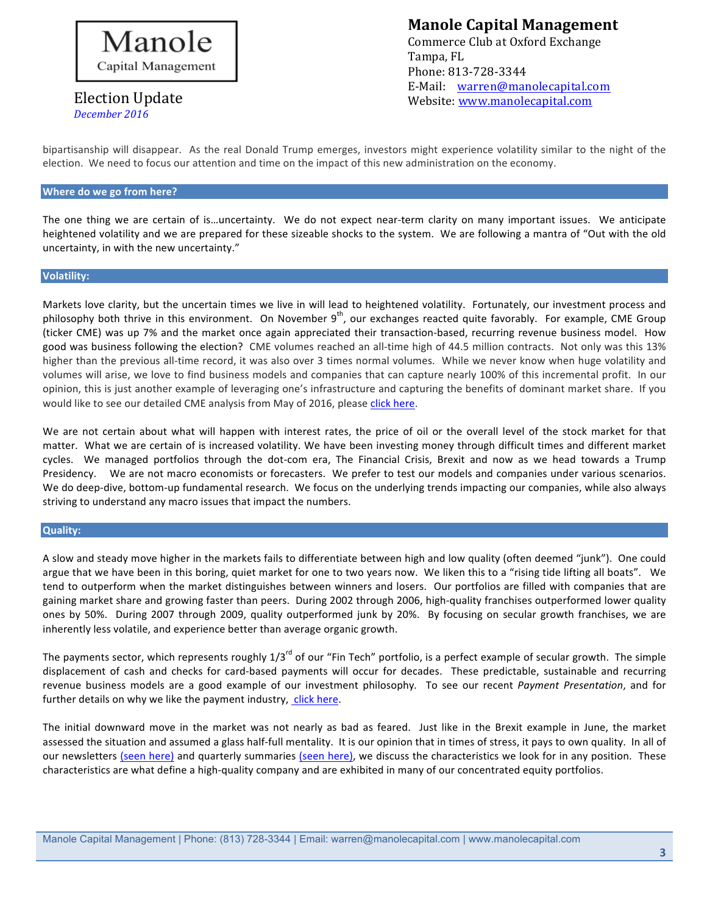bipartisanship will disappear. As the real Donald Trump emerges, investors might experience volatility similar to the night of the election. We need to focus our attention and time on the impact of this new administration on the economy.

## Where do we go from here?

The one thing we are certain of is…uncertainty. We do not expect near-term clarity on many important issues. We anticipate heightened volatility and we are prepared for these sizeable shocks to the system. We are following a mantra of "Out with the old uncertainty, in with the new uncertainty."

## Volatility:

Markets love clarity, but the uncertain times we live in will lead to heightened volatility. Fortunately, our investment process and philosophy both thrive in this environment. On November 9th, our exchanges reacted quite favorably. For example, CME Group (ticker CME) was up 7% and the market once again appreciated their transaction-based, recurring revenue business model. How good was business following the election? CME volumes reached an all-time high of 44.5 million contracts. Not only was this 13% higher than the previous all-time record, it was also over 3 times normal volumes. While we never know when huge volatility and volumes will arise, we love to find business models and companies that can capture nearly 100% of this incremental profit. In our opinion, this is just another example of leveraging one's infrastructure and capturing the benefits of dominant market share. If you would like to see our detailed CME analysis from May of 2016, please click here.

We are not certain about what will happen with interest rates, the price of oil or the overall level of the stock market for that matter. What we are certain of is increased volatility. We have been investing money through difficult times and different market cycles. We managed portfolios through the dot-com era, The Financial Crisis, Brexit and now as we head towards a Trump Presidency. We are not macro economists or forecasters. We prefer to test our models and companies under various scenarios. We do deep-dive, bottom-up fundamental research. We focus on the underlying trends impacting our companies, while also always striving to understand any macro issues that impact the numbers.

## Quality:

A slow and steady move higher in the markets fails to differentiate between high and low quality (often deemed "junk"). One could argue that we have been in this boring, quiet market for one to two years now. We liken this to a "rising tide lifting all boats". We tend to outperform when the market distinguishes between winners and losers. Our portfolios are filled with companies that are gaining market share and growing faster than peers. During 2002 through 2006, high-quality franchises outperformed lower quality ones by 50%. During 2007 through 2009, quality outperformed junk by 20%. By focusing on secular growth franchises, we are inherently less volatile, and experience better than average organic growth.

The payments sector, which represents roughly 1/3rd of our "Fin Tech" portfolio, is a perfect example of secular growth. The simple displacement of cash and checks for card-based payments will occur for decades. These predictable, sustainable and recurring revenue business models are a good example of our investment philosophy. To see our recent *Payment Presentation*, and for further details on why we like the payment industry, click here.

The initial downward move in the market was not nearly as bad as feared. Just like in the Brexit example in June, the market assessed the situation and assumed a glass half-full mentality. It is our opinion that in times of stress, it pays to own quality. In all of our newsletters (seen here) and quarterly summaries (seen here), we discuss the characteristics we look for in any position. These characteristics are what define a high-quality company and are exhibited in many of our concentrated equity portfolios.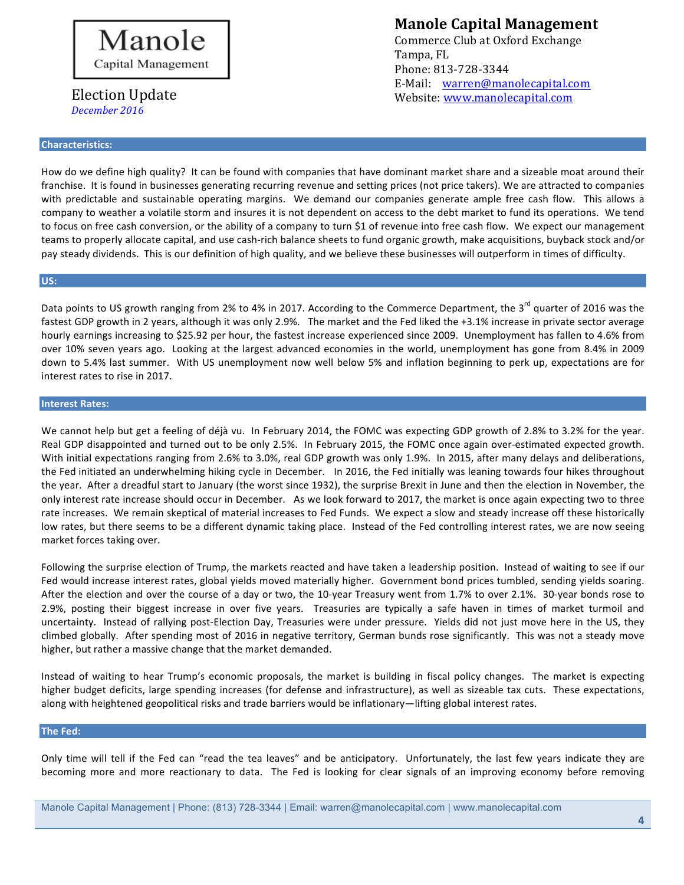**Manole Capital Management**
Commerce Club at Oxford Exchange
Tampa, FL
Phone: 813-728-3344
E-Mail: warren@manolecapital.com
Website: www.manolecapital.com

Election Update
*December 2016*

## Characteristics:

How do we define high quality? It can be found with companies that have dominant market share and a sizeable moat around their franchise. It is found in businesses generating recurring revenue and setting prices (not price takers). We are attracted to companies with predictable and sustainable operating margins. We demand our companies generate ample free cash flow. This allows a company to weather a volatile storm and insures it is not dependent on access to the debt market to fund its operations. We tend to focus on free cash conversion, or the ability of a company to turn $1 of revenue into free cash flow. We expect our management teams to properly allocate capital, and use cash-rich balance sheets to fund organic growth, make acquisitions, buyback stock and/or pay steady dividends. This is our definition of high quality, and we believe these businesses will outperform in times of difficulty.

## US:

Data points to US growth ranging from 2% to 4% in 2017. According to the Commerce Department, the 3rd quarter of 2016 was the fastest GDP growth in 2 years, although it was only 2.9%. The market and the Fed liked the +3.1% increase in private sector average hourly earnings increasing to $25.92 per hour, the fastest increase experienced since 2009. Unemployment has fallen to 4.6% from over 10% seven years ago. Looking at the largest advanced economies in the world, unemployment has gone from 8.4% in 2009 down to 5.4% last summer. With US unemployment now well below 5% and inflation beginning to perk up, expectations are for interest rates to rise in 2017.

## Interest Rates:

We cannot help but get a feeling of déjà vu. In February 2014, the FOMC was expecting GDP growth of 2.8% to 3.2% for the year. Real GDP disappointed and turned out to be only 2.5%. In February 2015, the FOMC once again over-estimated expected growth. With initial expectations ranging from 2.6% to 3.0%, real GDP growth was only 1.9%. In 2015, after many delays and deliberations, the Fed initiated an underwhelming hiking cycle in December. In 2016, the Fed initially was leaning towards four hikes throughout the year. After a dreadful start to January (the worst since 1932), the surprise Brexit in June and then the election in November, the only interest rate increase should occur in December. As we look forward to 2017, the market is once again expecting two to three rate increases. We remain skeptical of material increases to Fed Funds. We expect a slow and steady increase off these historically low rates, but there seems to be a different dynamic taking place. Instead of the Fed controlling interest rates, we are now seeing market forces taking over.

Following the surprise election of Trump, the markets reacted and have taken a leadership position. Instead of waiting to see if our Fed would increase interest rates, global yields moved materially higher. Government bond prices tumbled, sending yields soaring. After the election and over the course of a day or two, the 10-year Treasury went from 1.7% to over 2.1%. 30-year bonds rose to 2.9%, posting their biggest increase in over five years. Treasuries are typically a safe haven in times of market turmoil and uncertainty. Instead of rallying post-Election Day, Treasuries were under pressure. Yields did not just move here in the US, they climbed globally. After spending most of 2016 in negative territory, German bunds rose significantly. This was not a steady move higher, but rather a massive change that the market demanded.

Instead of waiting to hear Trump's economic proposals, the market is building in fiscal policy changes. The market is expecting higher budget deficits, large spending increases (for defense and infrastructure), as well as sizeable tax cuts. These expectations, along with heightened geopolitical risks and trade barriers would be inflationary—lifting global interest rates.

## The Fed:

Only time will tell if the Fed can "read the tea leaves" and be anticipatory. Unfortunately, the last few years indicate they are becoming more and more reactionary to data. The Fed is looking for clear signals of an improving economy before removing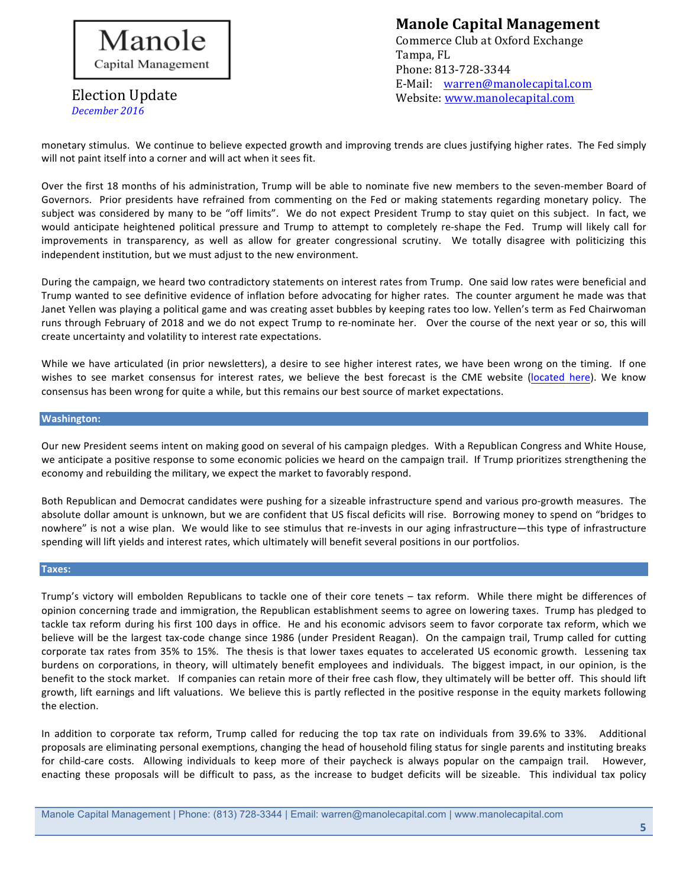monetary stimulus. We continue to believe expected growth and improving trends are clues justifying higher rates. The Fed simply will not paint itself into a corner and will act when it sees fit.

Over the first 18 months of his administration, Trump will be able to nominate five new members to the seven-member Board of Governors. Prior presidents have refrained from commenting on the Fed or making statements regarding monetary policy. The subject was considered by many to be "off limits". We do not expect President Trump to stay quiet on this subject. In fact, we would anticipate heightened political pressure and Trump to attempt to completely re-shape the Fed. Trump will likely call for improvements in transparency, as well as allow for greater congressional scrutiny. We totally disagree with politicizing this independent institution, but we must adjust to the new environment.

During the campaign, we heard two contradictory statements on interest rates from Trump. One said low rates were beneficial and Trump wanted to see definitive evidence of inflation before advocating for higher rates. The counter argument he made was that Janet Yellen was playing a political game and was creating asset bubbles by keeping rates too low. Yellen's term as Fed Chairwoman runs through February of 2018 and we do not expect Trump to re-nominate her. Over the course of the next year or so, this will create uncertainty and volatility to interest rate expectations.

While we have articulated (in prior newsletters), a desire to see higher interest rates, we have been wrong on the timing. If one wishes to see market consensus for interest rates, we believe the best forecast is the CME website (located here). We know consensus has been wrong for quite a while, but this remains our best source of market expectations.

## Washington:

Our new President seems intent on making good on several of his campaign pledges. With a Republican Congress and White House, we anticipate a positive response to some economic policies we heard on the campaign trail. If Trump prioritizes strengthening the economy and rebuilding the military, we expect the market to favorably respond.

Both Republican and Democrat candidates were pushing for a sizeable infrastructure spend and various pro-growth measures. The absolute dollar amount is unknown, but we are confident that US fiscal deficits will rise. Borrowing money to spend on "bridges to nowhere" is not a wise plan. We would like to see stimulus that re-invests in our aging infrastructure—this type of infrastructure spending will lift yields and interest rates, which ultimately will benefit several positions in our portfolios.

## Taxes:

Trump's victory will embolden Republicans to tackle one of their core tenets – tax reform. While there might be differences of opinion concerning trade and immigration, the Republican establishment seems to agree on lowering taxes. Trump has pledged to tackle tax reform during his first 100 days in office. He and his economic advisors seem to favor corporate tax reform, which we believe will be the largest tax-code change since 1986 (under President Reagan). On the campaign trail, Trump called for cutting corporate tax rates from 35% to 15%. The thesis is that lower taxes equates to accelerated US economic growth. Lessening tax burdens on corporations, in theory, will ultimately benefit employees and individuals. The biggest impact, in our opinion, is the benefit to the stock market. If companies can retain more of their free cash flow, they ultimately will be better off. This should lift growth, lift earnings and lift valuations. We believe this is partly reflected in the positive response in the equity markets following the election.

In addition to corporate tax reform, Trump called for reducing the top tax rate on individuals from 39.6% to 33%. Additional proposals are eliminating personal exemptions, changing the head of household filing status for single parents and instituting breaks for child-care costs. Allowing individuals to keep more of their paycheck is always popular on the campaign trail. However, enacting these proposals will be difficult to pass, as the increase to budget deficits will be sizeable. This individual tax policy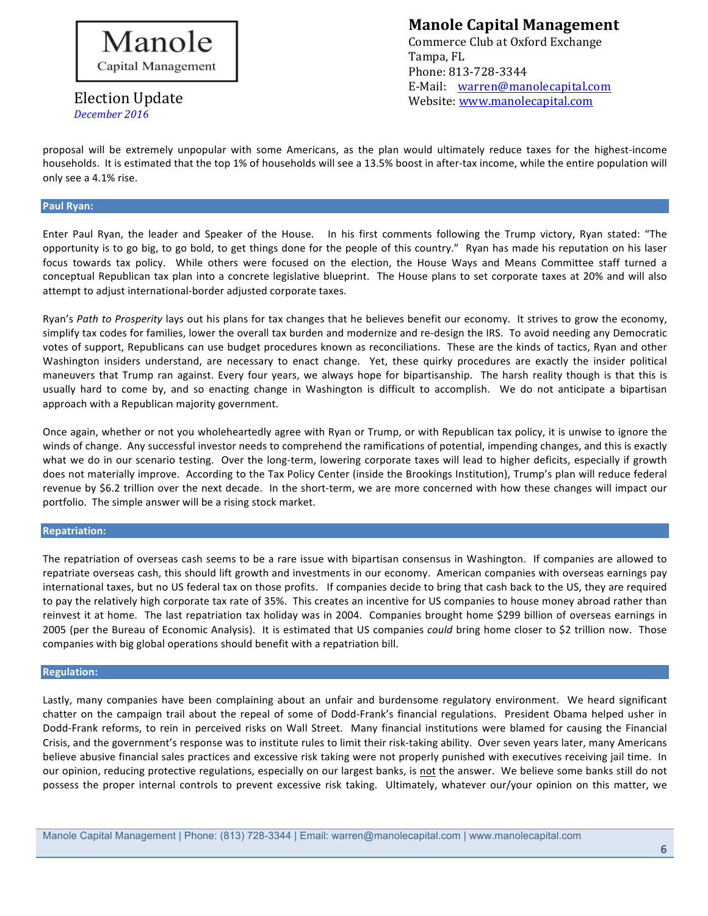proposal will be extremely unpopular with some Americans, as the plan would ultimately reduce taxes for the highest-income households. It is estimated that the top 1% of households will see a 13.5% boost in after-tax income, while the entire population will only see a 4.1% rise.

## Paul Ryan:

Enter Paul Ryan, the leader and Speaker of the House. In his first comments following the Trump victory, Ryan stated: "The opportunity is to go big, to go bold, to get things done for the people of this country." Ryan has made his reputation on his laser focus towards tax policy. While others were focused on the election, the House Ways and Means Committee staff turned a conceptual Republican tax plan into a concrete legislative blueprint. The House plans to set corporate taxes at 20% and will also attempt to adjust international-border adjusted corporate taxes.

Ryan's *Path to Prosperity* lays out his plans for tax changes that he believes benefit our economy. It strives to grow the economy, simplify tax codes for families, lower the overall tax burden and modernize and re-design the IRS. To avoid needing any Democratic votes of support, Republicans can use budget procedures known as reconciliations. These are the kinds of tactics, Ryan and other Washington insiders understand, are necessary to enact change. Yet, these quirky procedures are exactly the insider political maneuvers that Trump ran against. Every four years, we always hope for bipartisanship. The harsh reality though is that this is usually hard to come by, and so enacting change in Washington is difficult to accomplish. We do not anticipate a bipartisan approach with a Republican majority government.

Once again, whether or not you wholeheartedly agree with Ryan or Trump, or with Republican tax policy, it is unwise to ignore the winds of change. Any successful investor needs to comprehend the ramifications of potential, impending changes, and this is exactly what we do in our scenario testing. Over the long-term, lowering corporate taxes will lead to higher deficits, especially if growth does not materially improve. According to the Tax Policy Center (inside the Brookings Institution), Trump's plan will reduce federal revenue by $6.2 trillion over the next decade. In the short-term, we are more concerned with how these changes will impact our portfolio. The simple answer will be a rising stock market.

## Repatriation:

The repatriation of overseas cash seems to be a rare issue with bipartisan consensus in Washington. If companies are allowed to repatriate overseas cash, this should lift growth and investments in our economy. American companies with overseas earnings pay international taxes, but no US federal tax on those profits. If companies decide to bring that cash back to the US, they are required to pay the relatively high corporate tax rate of 35%. This creates an incentive for US companies to house money abroad rather than reinvest it at home. The last repatriation tax holiday was in 2004. Companies brought home $299 billion of overseas earnings in 2005 (per the Bureau of Economic Analysis). It is estimated that US companies *could* bring home closer to $2 trillion now. Those companies with big global operations should benefit with a repatriation bill.

## Regulation:

Lastly, many companies have been complaining about an unfair and burdensome regulatory environment. We heard significant chatter on the campaign trail about the repeal of some of Dodd-Frank's financial regulations. President Obama helped usher in Dodd-Frank reforms, to rein in perceived risks on Wall Street. Many financial institutions were blamed for causing the Financial Crisis, and the government's response was to institute rules to limit their risk-taking ability. Over seven years later, many Americans believe abusive financial sales practices and excessive risk taking were not properly punished with executives receiving jail time. In our opinion, reducing protective regulations, especially on our largest banks, is <u>not</u> the answer. We believe some banks still do not possess the proper internal controls to prevent excessive risk taking. Ultimately, whatever our/your opinion on this matter, we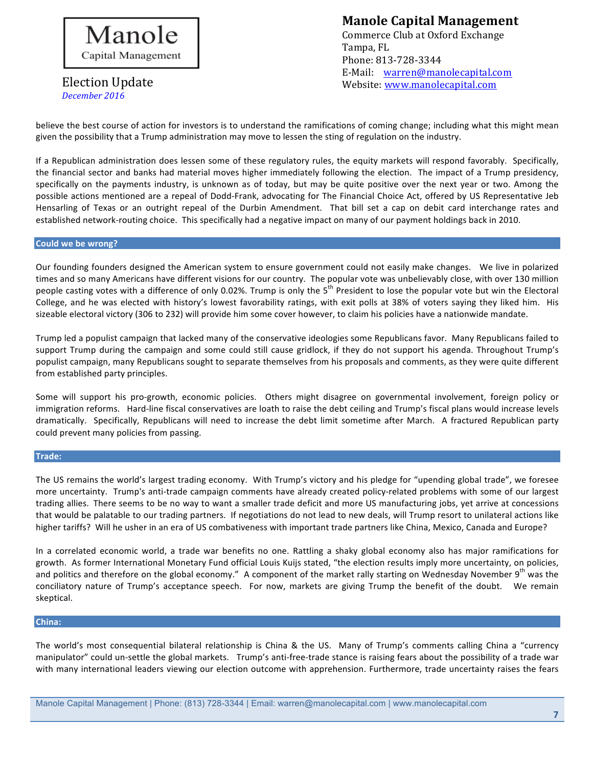believe the best course of action for investors is to understand the ramifications of coming change; including what this might mean given the possibility that a Trump administration may move to lessen the sting of regulation on the industry.

If a Republican administration does lessen some of these regulatory rules, the equity markets will respond favorably. Specifically, the financial sector and banks had material moves higher immediately following the election. The impact of a Trump presidency, specifically on the payments industry, is unknown as of today, but may be quite positive over the next year or two. Among the possible actions mentioned are a repeal of Dodd-Frank, advocating for The Financial Choice Act, offered by US Representative Jeb Hensarling of Texas or an outright repeal of the Durbin Amendment. That bill set a cap on debit card interchange rates and established network-routing choice. This specifically had a negative impact on many of our payment holdings back in 2010.

## Could we be wrong?

Our founding founders designed the American system to ensure government could not easily make changes. We live in polarized times and so many Americans have different visions for our country. The popular vote was unbelievably close, with over 130 million people casting votes with a difference of only 0.02%. Trump is only the 5th President to lose the popular vote but win the Electoral College, and he was elected with history's lowest favorability ratings, with exit polls at 38% of voters saying they liked him. His sizeable electoral victory (306 to 232) will provide him some cover however, to claim his policies have a nationwide mandate.

Trump led a populist campaign that lacked many of the conservative ideologies some Republicans favor. Many Republicans failed to support Trump during the campaign and some could still cause gridlock, if they do not support his agenda. Throughout Trump's populist campaign, many Republicans sought to separate themselves from his proposals and comments, as they were quite different from established party principles.

Some will support his pro-growth, economic policies. Others might disagree on governmental involvement, foreign policy or immigration reforms. Hard-line fiscal conservatives are loath to raise the debt ceiling and Trump's fiscal plans would increase levels dramatically. Specifically, Republicans will need to increase the debt limit sometime after March. A fractured Republican party could prevent many policies from passing.

## Trade:

The US remains the world's largest trading economy. With Trump's victory and his pledge for "upending global trade", we foresee more uncertainty. Trump's anti-trade campaign comments have already created policy-related problems with some of our largest trading allies. There seems to be no way to want a smaller trade deficit and more US manufacturing jobs, yet arrive at concessions that would be palatable to our trading partners. If negotiations do not lead to new deals, will Trump resort to unilateral actions like higher tariffs? Will he usher in an era of US combativeness with important trade partners like China, Mexico, Canada and Europe?

In a correlated economic world, a trade war benefits no one. Rattling a shaky global economy also has major ramifications for growth. As former International Monetary Fund official Louis Kuijs stated, "the election results imply more uncertainty, on policies, and politics and therefore on the global economy." A component of the market rally starting on Wednesday November 9th was the conciliatory nature of Trump's acceptance speech. For now, markets are giving Trump the benefit of the doubt. We remain skeptical.

## China:

The world's most consequential bilateral relationship is China & the US. Many of Trump's comments calling China a "currency manipulator" could un-settle the global markets. Trump's anti-free-trade stance is raising fears about the possibility of a trade war with many international leaders viewing our election outcome with apprehension. Furthermore, trade uncertainty raises the fears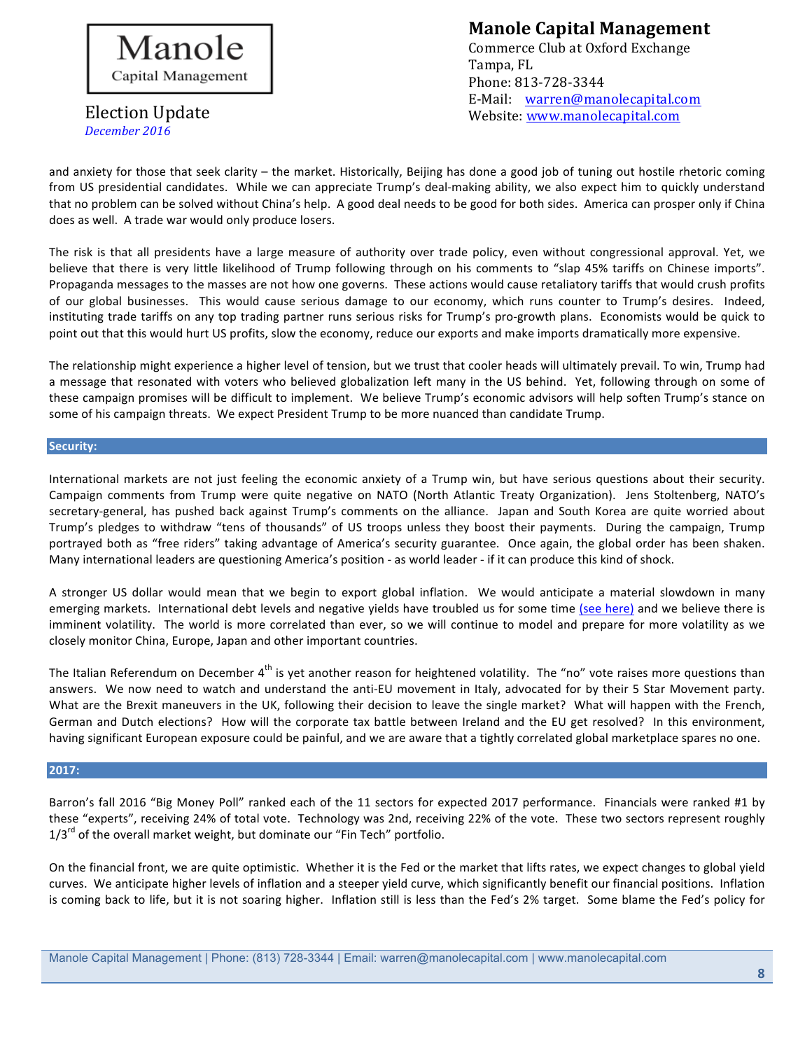and anxiety for those that seek clarity – the market. Historically, Beijing has done a good job of tuning out hostile rhetoric coming from US presidential candidates. While we can appreciate Trump's deal-making ability, we also expect him to quickly understand that no problem can be solved without China's help. A good deal needs to be good for both sides. America can prosper only if China does as well. A trade war would only produce losers.

The risk is that all presidents have a large measure of authority over trade policy, even without congressional approval. Yet, we believe that there is very little likelihood of Trump following through on his comments to "slap 45% tariffs on Chinese imports". Propaganda messages to the masses are not how one governs. These actions would cause retaliatory tariffs that would crush profits of our global businesses. This would cause serious damage to our economy, which runs counter to Trump's desires. Indeed, instituting trade tariffs on any top trading partner runs serious risks for Trump's pro-growth plans. Economists would be quick to point out that this would hurt US profits, slow the economy, reduce our exports and make imports dramatically more expensive.

The relationship might experience a higher level of tension, but we trust that cooler heads will ultimately prevail. To win, Trump had a message that resonated with voters who believed globalization left many in the US behind. Yet, following through on some of these campaign promises will be difficult to implement. We believe Trump's economic advisors will help soften Trump's stance on some of his campaign threats. We expect President Trump to be more nuanced than candidate Trump.

## Security:

International markets are not just feeling the economic anxiety of a Trump win, but have serious questions about their security. Campaign comments from Trump were quite negative on NATO (North Atlantic Treaty Organization). Jens Stoltenberg, NATO's secretary-general, has pushed back against Trump's comments on the alliance. Japan and South Korea are quite worried about Trump's pledges to withdraw "tens of thousands" of US troops unless they boost their payments. During the campaign, Trump portrayed both as "free riders" taking advantage of America's security guarantee. Once again, the global order has been shaken. Many international leaders are questioning America's position - as world leader - if it can produce this kind of shock.

A stronger US dollar would mean that we begin to export global inflation. We would anticipate a material slowdown in many emerging markets. International debt levels and negative yields have troubled us for some time (see here) and we believe there is imminent volatility. The world is more correlated than ever, so we will continue to model and prepare for more volatility as we closely monitor China, Europe, Japan and other important countries.

The Italian Referendum on December 4th is yet another reason for heightened volatility. The "no" vote raises more questions than answers. We now need to watch and understand the anti-EU movement in Italy, advocated for by their 5 Star Movement party. What are the Brexit maneuvers in the UK, following their decision to leave the single market? What will happen with the French, German and Dutch elections? How will the corporate tax battle between Ireland and the EU get resolved? In this environment, having significant European exposure could be painful, and we are aware that a tightly correlated global marketplace spares no one.

## 2017:

Barron's fall 2016 "Big Money Poll" ranked each of the 11 sectors for expected 2017 performance. Financials were ranked #1 by these "experts", receiving 24% of total vote. Technology was 2nd, receiving 22% of the vote. These two sectors represent roughly 1/3rd of the overall market weight, but dominate our "Fin Tech" portfolio.

On the financial front, we are quite optimistic. Whether it is the Fed or the market that lifts rates, we expect changes to global yield curves. We anticipate higher levels of inflation and a steeper yield curve, which significantly benefit our financial positions. Inflation is coming back to life, but it is not soaring higher. Inflation still is less than the Fed's 2% target. Some blame the Fed's policy for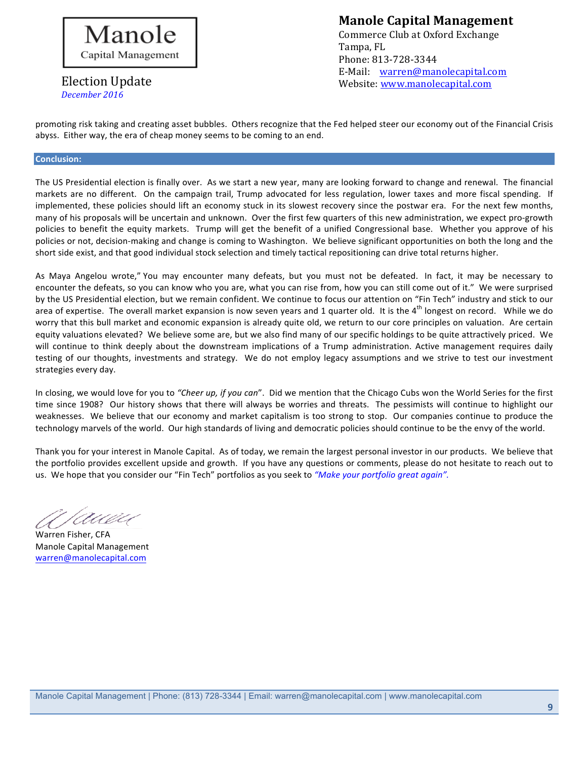promoting risk taking and creating asset bubbles. Others recognize that the Fed helped steer our economy out of the Financial Crisis abyss. Either way, the era of cheap money seems to be coming to an end.

## Conclusion:

The US Presidential election is finally over. As we start a new year, many are looking forward to change and renewal. The financial markets are no different. On the campaign trail, Trump advocated for less regulation, lower taxes and more fiscal spending. If implemented, these policies should lift an economy stuck in its slowest recovery since the postwar era. For the next few months, many of his proposals will be uncertain and unknown. Over the first few quarters of this new administration, we expect pro-growth policies to benefit the equity markets. Trump will get the benefit of a unified Congressional base. Whether you approve of his policies or not, decision-making and change is coming to Washington. We believe significant opportunities on both the long and the short side exist, and that good individual stock selection and timely tactical repositioning can drive total returns higher.

As Maya Angelou wrote," You may encounter many defeats, but you must not be defeated. In fact, it may be necessary to encounter the defeats, so you can know who you are, what you can rise from, how you can still come out of it." We were surprised by the US Presidential election, but we remain confident. We continue to focus our attention on "Fin Tech" industry and stick to our area of expertise. The overall market expansion is now seven years and 1 quarter old. It is the 4th longest on record. While we do worry that this bull market and economic expansion is already quite old, we return to our core principles on valuation. Are certain equity valuations elevated? We believe some are, but we also find many of our specific holdings to be quite attractively priced. We will continue to think deeply about the downstream implications of a Trump administration. Active management requires daily testing of our thoughts, investments and strategy. We do not employ legacy assumptions and we strive to test our investment strategies every day.

In closing, we would love for you to *"Cheer up, if you can"*. Did we mention that the Chicago Cubs won the World Series for the first time since 1908? Our history shows that there will always be worries and threats. The pessimists will continue to highlight our weaknesses. We believe that our economy and market capitalism is too strong to stop. Our companies continue to produce the technology marvels of the world. Our high standards of living and democratic policies should continue to be the envy of the world.

Thank you for your interest in Manole Capital. As of today, we remain the largest personal investor in our products. We believe that the portfolio provides excellent upside and growth. If you have any questions or comments, please do not hesitate to reach out to us. We hope that you consider our "Fin Tech" portfolios as you seek to *"Make your portfolio great again".*

Warren Fisher, CFA
Manole Capital Management
warren@manolecapital.com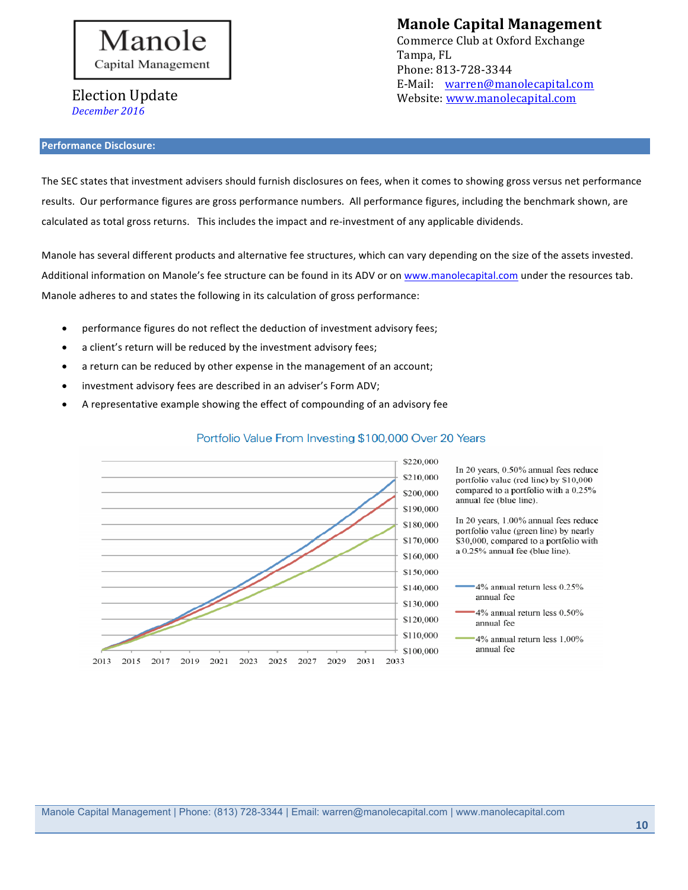# Manole Capital Management

Commerce Club at Oxford Exchange
Tampa, FL
Phone: 813-728-3344
E-Mail: warren@manolecapital.com
Website: www.manolecapital.com

Election Update
*December 2016*

## Performance Disclosure:

The SEC states that investment advisers should furnish disclosures on fees, when it comes to showing gross versus net performance results. Our performance figures are gross performance numbers. All performance figures, including the benchmark shown, are calculated as total gross returns. This includes the impact and re-investment of any applicable dividends.

Manole has several different products and alternative fee structures, which can vary depending on the size of the assets invested. Additional information on Manole's fee structure can be found in its ADV or on www.manolecapital.com under the resources tab. Manole adheres to and states the following in its calculation of gross performance:

- performance figures do not reflect the deduction of investment advisory fees;
- a client's return will be reduced by the investment advisory fees;
- a return can be reduced by other expense in the management of an account;
- investment advisory fees are described in an adviser's Form ADV;
- A representative example showing the effect of compounding of an advisory fee

**Portfolio Value From Investing $100,000 Over 20 Years**

In 20 years, 0.50% annual fees reduce portfolio value (red line) by $10,000 compared to a portfolio with a 0.25% annual fee (blue line).

In 20 years, 1.00% annual fees reduce portfolio value (green line) by nearly $30,000, compared to a portfolio with a 0.25% annual fee (blue line).

- 4% annual return less 0.25% annual fee
- 4% annual return less 0.50% annual fee
- 4% annual return less 1.00% annual fee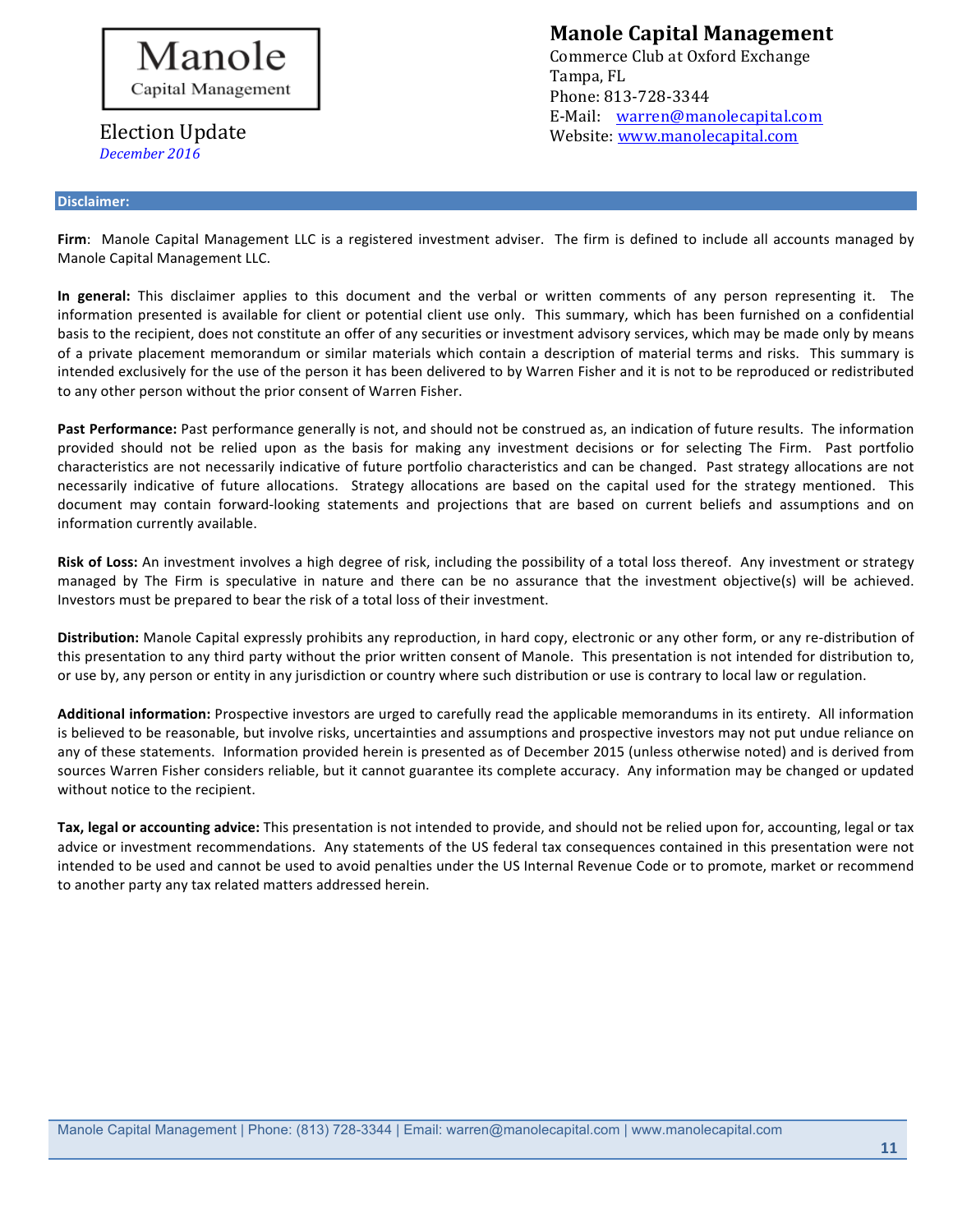Manole
Capital Management

Election Update
*December 2016*

# Manole Capital Management

Commerce Club at Oxford Exchange
Tampa, FL
Phone: 813-728-3344
E-Mail: warren@manolecapital.com
Website: www.manolecapital.com

## Disclaimer:

**Firm**: Manole Capital Management LLC is a registered investment adviser. The firm is defined to include all accounts managed by Manole Capital Management LLC.

**In general:** This disclaimer applies to this document and the verbal or written comments of any person representing it. The information presented is available for client or potential client use only. This summary, which has been furnished on a confidential basis to the recipient, does not constitute an offer of any securities or investment advisory services, which may be made only by means of a private placement memorandum or similar materials which contain a description of material terms and risks. This summary is intended exclusively for the use of the person it has been delivered to by Warren Fisher and it is not to be reproduced or redistributed to any other person without the prior consent of Warren Fisher.

**Past Performance:** Past performance generally is not, and should not be construed as, an indication of future results. The information provided should not be relied upon as the basis for making any investment decisions or for selecting The Firm. Past portfolio characteristics are not necessarily indicative of future portfolio characteristics and can be changed. Past strategy allocations are not necessarily indicative of future allocations. Strategy allocations are based on the capital used for the strategy mentioned. This document may contain forward-looking statements and projections that are based on current beliefs and assumptions and on information currently available.

**Risk of Loss:** An investment involves a high degree of risk, including the possibility of a total loss thereof. Any investment or strategy managed by The Firm is speculative in nature and there can be no assurance that the investment objective(s) will be achieved. Investors must be prepared to bear the risk of a total loss of their investment.

**Distribution:** Manole Capital expressly prohibits any reproduction, in hard copy, electronic or any other form, or any re-distribution of this presentation to any third party without the prior written consent of Manole. This presentation is not intended for distribution to, or use by, any person or entity in any jurisdiction or country where such distribution or use is contrary to local law or regulation.

**Additional information:** Prospective investors are urged to carefully read the applicable memorandums in its entirety. All information is believed to be reasonable, but involve risks, uncertainties and assumptions and prospective investors may not put undue reliance on any of these statements. Information provided herein is presented as of December 2015 (unless otherwise noted) and is derived from sources Warren Fisher considers reliable, but it cannot guarantee its complete accuracy. Any information may be changed or updated without notice to the recipient.

**Tax, legal or accounting advice:** This presentation is not intended to provide, and should not be relied upon for, accounting, legal or tax advice or investment recommendations. Any statements of the US federal tax consequences contained in this presentation were not intended to be used and cannot be used to avoid penalties under the US Internal Revenue Code or to promote, market or recommend to another party any tax related matters addressed herein.